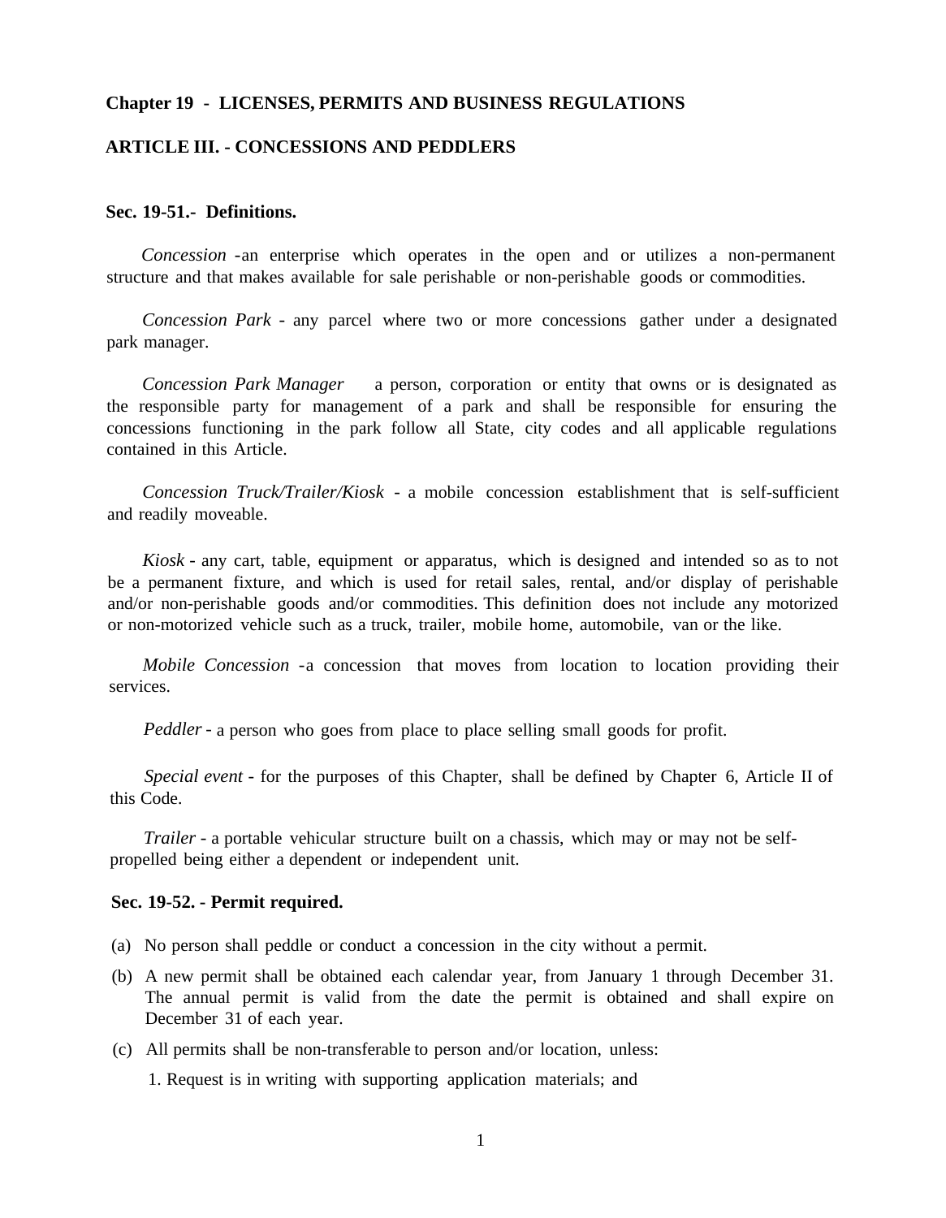# Chapter 19 - LICENSES, PERMITS AND BUSINESS REGULATIONS

## ARTICLE III. - CONCESSIONS AND PEDDLERS

### Sec. 19-51.- Definitions.

*Concession* -an enterprise which operates in the open and or utilizes a non-permanent structure and that makes available for sale perishable or non-perishable goods or commodities.

*Concession Park* - any parcel where two or more concessions gather under a designated park manager.

*Concession Park Manager* a person, corporation or entity that owns or is designated as the responsible party for management of a park and shall be responsible for ensuring the concessions functioning in the park follow all State, city codes and all applicable regulations contained in this Article.

*Concession Truck/Trailer/Kiosk* - a mobile concession establishment that is self-sufficient and readily moveable.

*Kiosk* - any cart, table, equipment or apparatus, which is designed and intended so as to not be a permanent fixture, and which is used for retail sales, rental, and/or display of perishable and/or non-perishable goods and/or commodities. This definition does not include any motorized or non-motorized vehicle such as a truck, trailer, mobile home, automobile, van or the like.

*Mobile Concession* -a concession that moves from location to location providing their services.

*Peddler* - a person who goes from place to place selling small goods for profit.

*Special event* - for the purposes of this Chapter, shall be defined by Chapter 6, Article II of this Code.

*Trailer* - a portable vehicular structure built on a chassis, which may or may not be self-propelled being either a dependent or independent unit.

### Sec. 19-52. - Permit required.

(a) No person shall peddle or conduct a concession in the city without a permit.

(b) A new permit shall be obtained each calendar year, from January 1 through December 31. The annual permit is valid from the date the permit is obtained and shall expire on December 31 of each year.

(c) All permits shall be non-transferable to person and/or location, unless:

1. Request is in writing with supporting application materials; and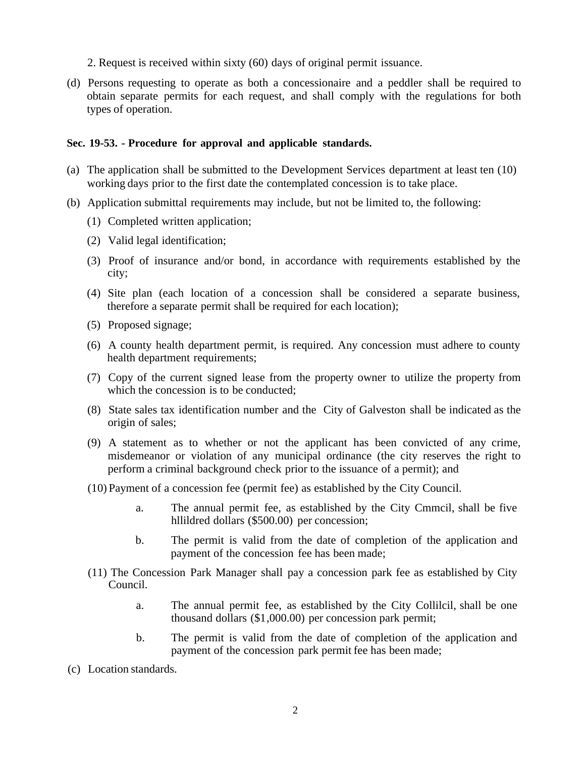2. Request is received within sixty (60) days of original permit issuance.

(d) Persons requesting to operate as both a concessionaire and a peddler shall be required to obtain separate permits for each request, and shall comply with the regulations for both types of operation.

**Sec. 19-53. - Procedure for approval and applicable standards.**

(a) The application shall be submitted to the Development Services department at least ten (10) working days prior to the first date the contemplated concession is to take place.

(b) Application submittal requirements may include, but not be limited to, the following:

   (1) Completed written application;

   (2) Valid legal identification;

   (3) Proof of insurance and/or bond, in accordance with requirements established by the city;

   (4) Site plan (each location of a concession shall be considered a separate business, therefore a separate permit shall be required for each location);

   (5) Proposed signage;

   (6) A county health department permit, is required. Any concession must adhere to county health department requirements;

   (7) Copy of the current signed lease from the property owner to utilize the property from which the concession is to be conducted;

   (8) State sales tax identification number and the City of Galveston shall be indicated as the origin of sales;

   (9) A statement as to whether or not the applicant has been convicted of any crime, misdemeanor or violation of any municipal ordinance (the city reserves the right to perform a criminal background check prior to the issuance of a permit); and

   (10) Payment of a concession fee (permit fee) as established by the City Council.

      a. The annual permit fee, as established by the City Cmmcil, shall be five hllildred dollars ($500.00) per concession;

      b. The permit is valid from the date of completion of the application and payment of the concession fee has been made;

   (11) The Concession Park Manager shall pay a concession park fee as established by City Council.

      a. The annual permit fee, as established by the City Collilcil, shall be one thousand dollars ($1,000.00) per concession park permit;

      b. The permit is valid from the date of completion of the application and payment of the concession park permit fee has been made;

(c) Location standards.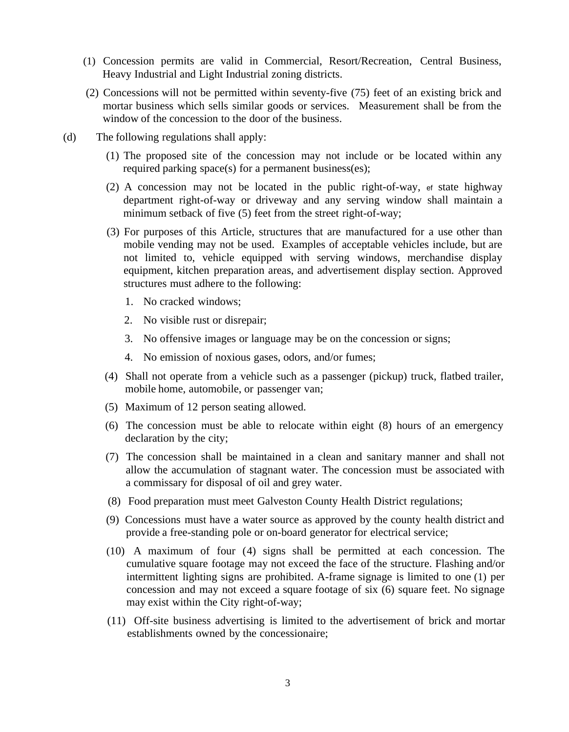(1) Concession permits are valid in Commercial, Resort/Recreation, Central Business, Heavy Industrial and Light Industrial zoning districts.

(2) Concessions will not be permitted within seventy-five (75) feet of an existing brick and mortar business which sells similar goods or services. Measurement shall be from the window of the concession to the door of the business.

(d) The following regulations shall apply:

(1) The proposed site of the concession may not include or be located within any required parking space(s) for a permanent business(es);

(2) A concession may not be located in the public right-of-way, ef state highway department right-of-way or driveway and any serving window shall maintain a minimum setback of five (5) feet from the street right-of-way;

(3) For purposes of this Article, structures that are manufactured for a use other than mobile vending may not be used. Examples of acceptable vehicles include, but are not limited to, vehicle equipped with serving windows, merchandise display equipment, kitchen preparation areas, and advertisement display section. Approved structures must adhere to the following:

1. No cracked windows;
2. No visible rust or disrepair;
3. No offensive images or language may be on the concession or signs;
4. No emission of noxious gases, odors, and/or fumes;

(4) Shall not operate from a vehicle such as a passenger (pickup) truck, flatbed trailer, mobile home, automobile, or passenger van;

(5) Maximum of 12 person seating allowed.

(6) The concession must be able to relocate within eight (8) hours of an emergency declaration by the city;

(7) The concession shall be maintained in a clean and sanitary manner and shall not allow the accumulation of stagnant water. The concession must be associated with a commissary for disposal of oil and grey water.

(8) Food preparation must meet Galveston County Health District regulations;

(9) Concessions must have a water source as approved by the county health district and provide a free-standing pole or on-board generator for electrical service;

(10) A maximum of four (4) signs shall be permitted at each concession. The cumulative square footage may not exceed the face of the structure. Flashing and/or intermittent lighting signs are prohibited. A-frame signage is limited to one (1) per concession and may not exceed a square footage of six (6) square feet. No signage may exist within the City right-of-way;

(11) Off-site business advertising is limited to the advertisement of brick and mortar establishments owned by the concessionaire;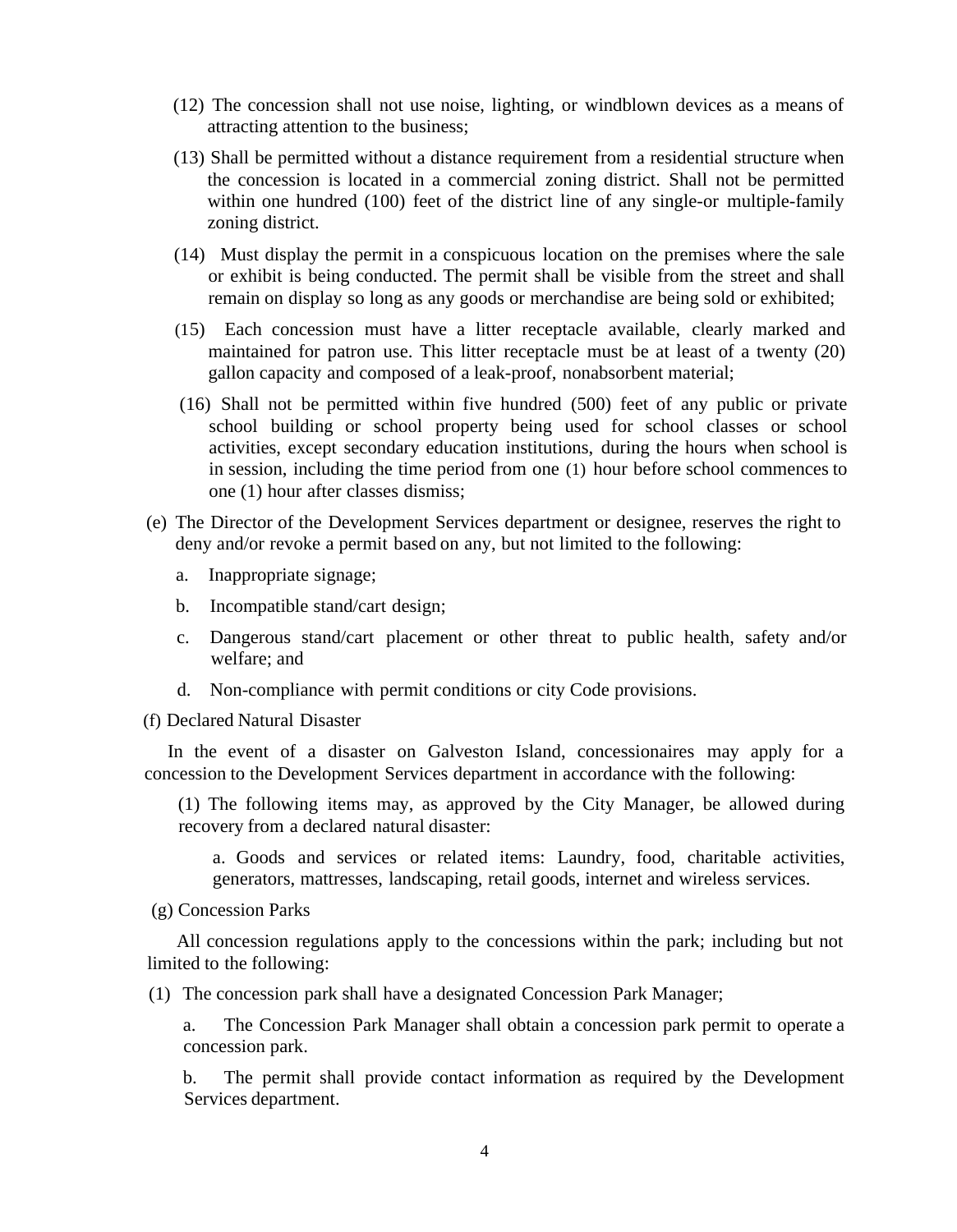(12) The concession shall not use noise, lighting, or windblown devices as a means of attracting attention to the business;

(13) Shall be permitted without a distance requirement from a residential structure when the concession is located in a commercial zoning district. Shall not be permitted within one hundred (100) feet of the district line of any single-or multiple-family zoning district.

(14) Must display the permit in a conspicuous location on the premises where the sale or exhibit is being conducted. The permit shall be visible from the street and shall remain on display so long as any goods or merchandise are being sold or exhibited;

(15) Each concession must have a litter receptacle available, clearly marked and maintained for patron use. This litter receptacle must be at least of a twenty (20) gallon capacity and composed of a leak-proof, nonabsorbent material;

(16) Shall not be permitted within five hundred (500) feet of any public or private school building or school property being used for school classes or school activities, except secondary education institutions, during the hours when school is in session, including the time period from one (1) hour before school commences to one (1) hour after classes dismiss;

(e) The Director of the Development Services department or designee, reserves the right to deny and/or revoke a permit based on any, but not limited to the following:

a. Inappropriate signage;

b. Incompatible stand/cart design;

c. Dangerous stand/cart placement or other threat to public health, safety and/or welfare; and

d. Non-compliance with permit conditions or city Code provisions.

(f) Declared Natural Disaster

In the event of a disaster on Galveston Island, concessionaires may apply for a concession to the Development Services department in accordance with the following:

(1) The following items may, as approved by the City Manager, be allowed during recovery from a declared natural disaster:

a. Goods and services or related items: Laundry, food, charitable activities, generators, mattresses, landscaping, retail goods, internet and wireless services.

(g) Concession Parks

All concession regulations apply to the concessions within the park; including but not limited to the following:

(1) The concession park shall have a designated Concession Park Manager;

a. The Concession Park Manager shall obtain a concession park permit to operate a concession park.

b. The permit shall provide contact information as required by the Development Services department.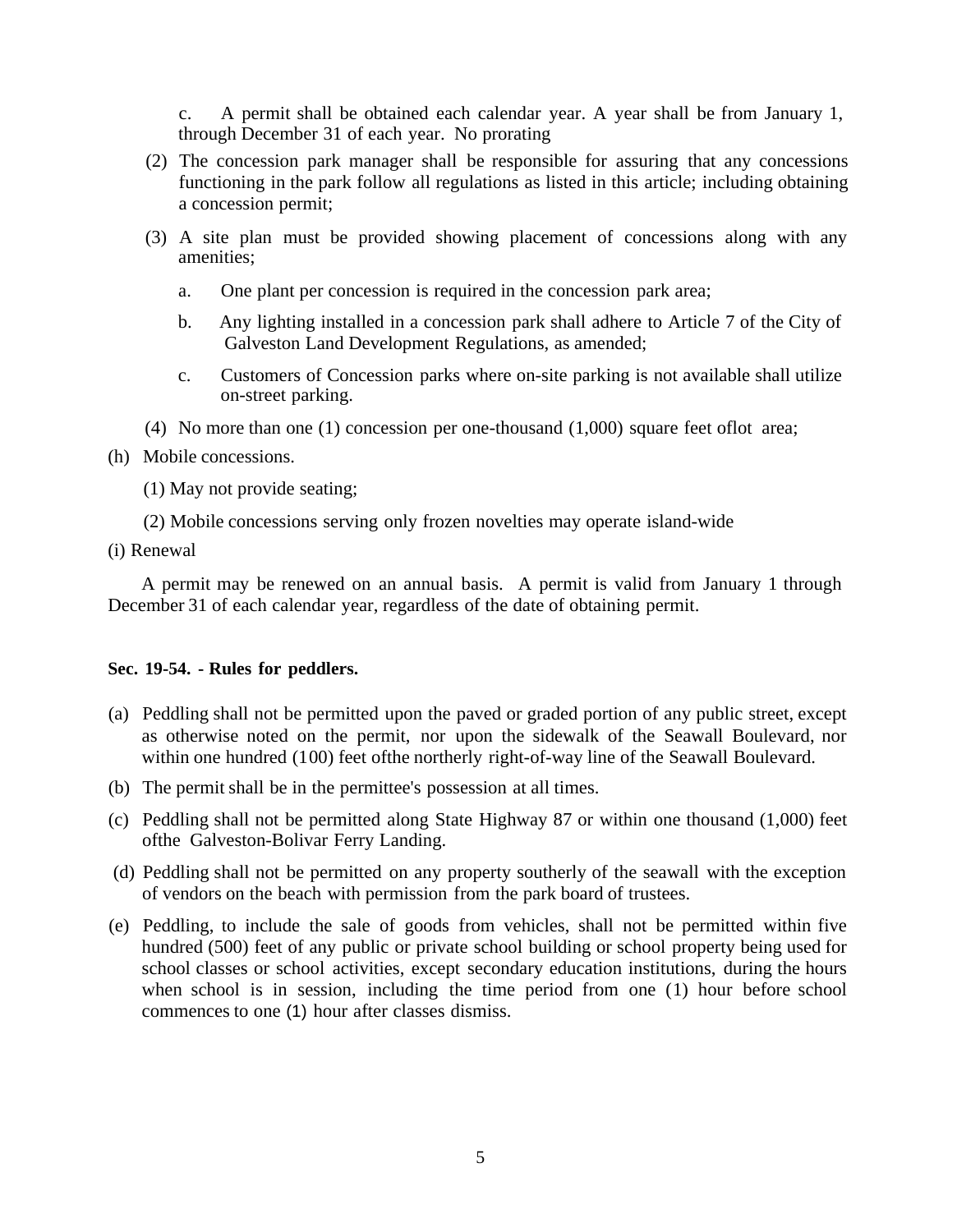c. A permit shall be obtained each calendar year. A year shall be from January 1, through December 31 of each year. No prorating

(2) The concession park manager shall be responsible for assuring that any concessions functioning in the park follow all regulations as listed in this article; including obtaining a concession permit;

(3) A site plan must be provided showing placement of concessions along with any amenities;

a. One plant per concession is required in the concession park area;

b. Any lighting installed in a concession park shall adhere to Article 7 of the City of Galveston Land Development Regulations, as amended;

c. Customers of Concession parks where on-site parking is not available shall utilize on-street parking.

(4) No more than one (1) concession per one-thousand (1,000) square feet oflot area;

(h) Mobile concessions.

(1) May not provide seating;

(2) Mobile concessions serving only frozen novelties may operate island-wide

(i) Renewal

A permit may be renewed on an annual basis. A permit is valid from January 1 through December 31 of each calendar year, regardless of the date of obtaining permit.

**Sec. 19-54. - Rules for peddlers.**

(a) Peddling shall not be permitted upon the paved or graded portion of any public street, except as otherwise noted on the permit, nor upon the sidewalk of the Seawall Boulevard, nor within one hundred (100) feet ofthe northerly right-of-way line of the Seawall Boulevard.

(b) The permit shall be in the permittee's possession at all times.

(c) Peddling shall not be permitted along State Highway 87 or within one thousand (1,000) feet ofthe Galveston-Bolivar Ferry Landing.

(d) Peddling shall not be permitted on any property southerly of the seawall with the exception of vendors on the beach with permission from the park board of trustees.

(e) Peddling, to include the sale of goods from vehicles, shall not be permitted within five hundred (500) feet of any public or private school building or school property being used for school classes or school activities, except secondary education institutions, during the hours when school is in session, including the time period from one (1) hour before school commences to one (1) hour after classes dismiss.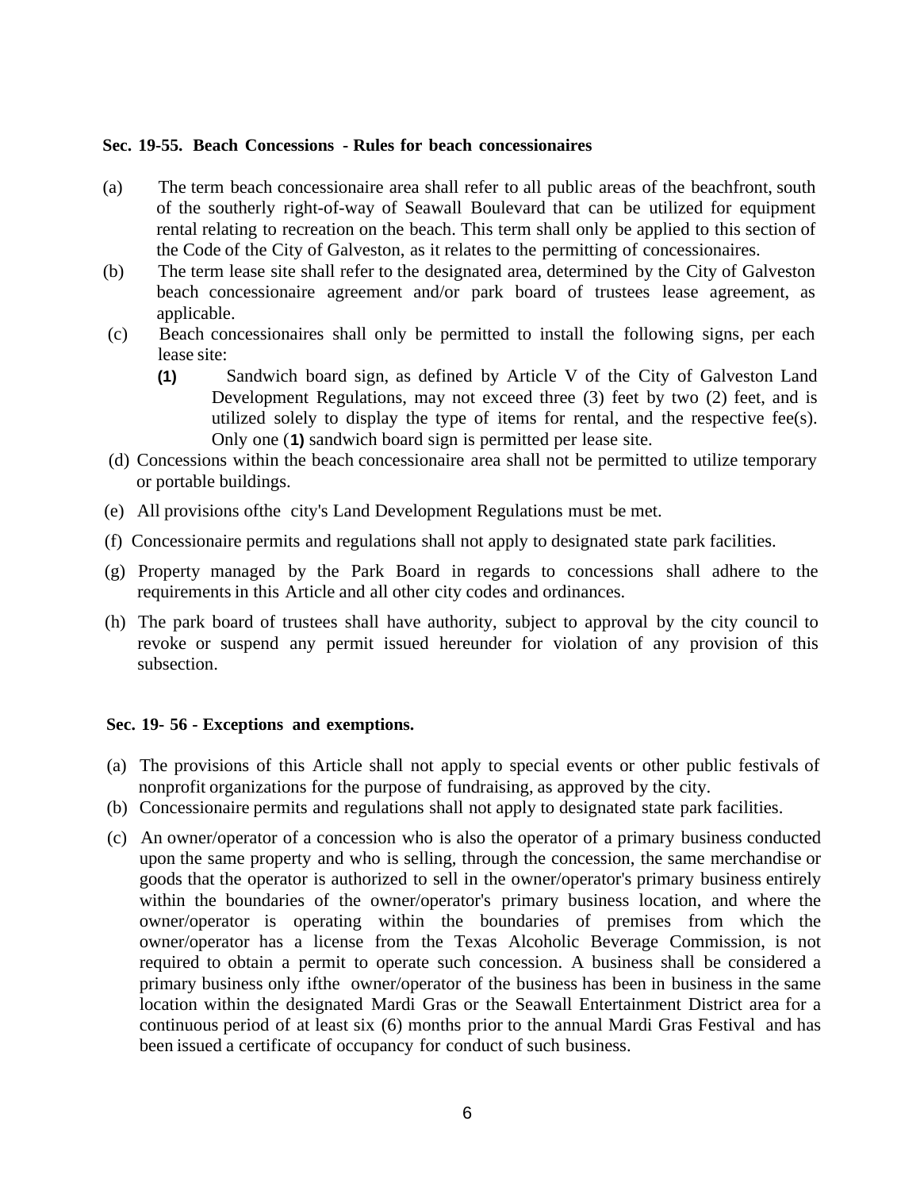**Sec. 19-55. Beach Concessions - Rules for beach concessionaires**

(a) The term beach concessionaire area shall refer to all public areas of the beachfront, south of the southerly right-of-way of Seawall Boulevard that can be utilized for equipment rental relating to recreation on the beach. This term shall only be applied to this section of the Code of the City of Galveston, as it relates to the permitting of concessionaires.

(b) The term lease site shall refer to the designated area, determined by the City of Galveston beach concessionaire agreement and/or park board of trustees lease agreement, as applicable.

(c) Beach concessionaires shall only be permitted to install the following signs, per each lease site:

   **(1)** Sandwich board sign, as defined by Article V of the City of Galveston Land Development Regulations, may not exceed three (3) feet by two (2) feet, and is utilized solely to display the type of items for rental, and the respective fee(s). Only one (**1)** sandwich board sign is permitted per lease site.

(d) Concessions within the beach concessionaire area shall not be permitted to utilize temporary or portable buildings.

(e) All provisions ofthe city's Land Development Regulations must be met.

(f) Concessionaire permits and regulations shall not apply to designated state park facilities.

(g) Property managed by the Park Board in regards to concessions shall adhere to the requirements in this Article and all other city codes and ordinances.

(h) The park board of trustees shall have authority, subject to approval by the city council to revoke or suspend any permit issued hereunder for violation of any provision of this subsection.

**Sec. 19- 56 - Exceptions and exemptions.**

(a) The provisions of this Article shall not apply to special events or other public festivals of nonprofit organizations for the purpose of fundraising, as approved by the city.

(b) Concessionaire permits and regulations shall not apply to designated state park facilities.

(c) An owner/operator of a concession who is also the operator of a primary business conducted upon the same property and who is selling, through the concession, the same merchandise or goods that the operator is authorized to sell in the owner/operator's primary business entirely within the boundaries of the owner/operator's primary business location, and where the owner/operator is operating within the boundaries of premises from which the owner/operator has a license from the Texas Alcoholic Beverage Commission, is not required to obtain a permit to operate such concession. A business shall be considered a primary business only ifthe owner/operator of the business has been in business in the same location within the designated Mardi Gras or the Seawall Entertainment District area for a continuous period of at least six (6) months prior to the annual Mardi Gras Festival and has been issued a certificate of occupancy for conduct of such business.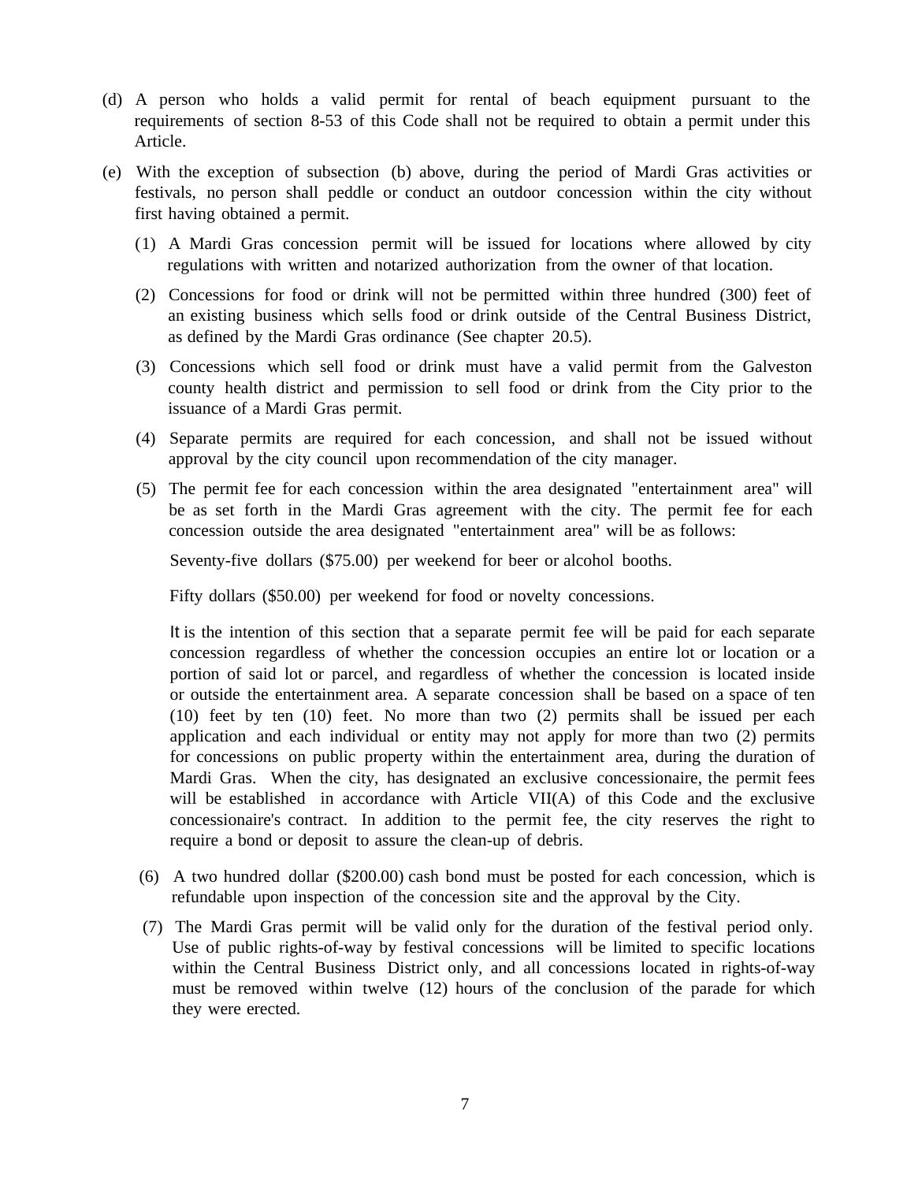(d) A person who holds a valid permit for rental of beach equipment pursuant to the requirements of section 8-53 of this Code shall not be required to obtain a permit under this Article.

(e) With the exception of subsection (b) above, during the period of Mardi Gras activities or festivals, no person shall peddle or conduct an outdoor concession within the city without first having obtained a permit.

   (1) A Mardi Gras concession permit will be issued for locations where allowed by city regulations with written and notarized authorization from the owner of that location.

   (2) Concessions for food or drink will not be permitted within three hundred (300) feet of an existing business which sells food or drink outside of the Central Business District, as defined by the Mardi Gras ordinance (See chapter 20.5).

   (3) Concessions which sell food or drink must have a valid permit from the Galveston county health district and permission to sell food or drink from the City prior to the issuance of a Mardi Gras permit.

   (4) Separate permits are required for each concession, and shall not be issued without approval by the city council upon recommendation of the city manager.

   (5) The permit fee for each concession within the area designated "entertainment area" will be as set forth in the Mardi Gras agreement with the city. The permit fee for each concession outside the area designated "entertainment area" will be as follows:

   Seventy-five dollars ($75.00) per weekend for beer or alcohol booths.

   Fifty dollars ($50.00) per weekend for food or novelty concessions.

   It is the intention of this section that a separate permit fee will be paid for each separate concession regardless of whether the concession occupies an entire lot or location or a portion of said lot or parcel, and regardless of whether the concession is located inside or outside the entertainment area. A separate concession shall be based on a space of ten (10) feet by ten (10) feet. No more than two (2) permits shall be issued per each application and each individual or entity may not apply for more than two (2) permits for concessions on public property within the entertainment area, during the duration of Mardi Gras. When the city, has designated an exclusive concessionaire, the permit fees will be established in accordance with Article VII(A) of this Code and the exclusive concessionaire's contract. In addition to the permit fee, the city reserves the right to require a bond or deposit to assure the clean-up of debris.

   (6) A two hundred dollar ($200.00) cash bond must be posted for each concession, which is refundable upon inspection of the concession site and the approval by the City.

   (7) The Mardi Gras permit will be valid only for the duration of the festival period only. Use of public rights-of-way by festival concessions will be limited to specific locations within the Central Business District only, and all concessions located in rights-of-way must be removed within twelve (12) hours of the conclusion of the parade for which they were erected.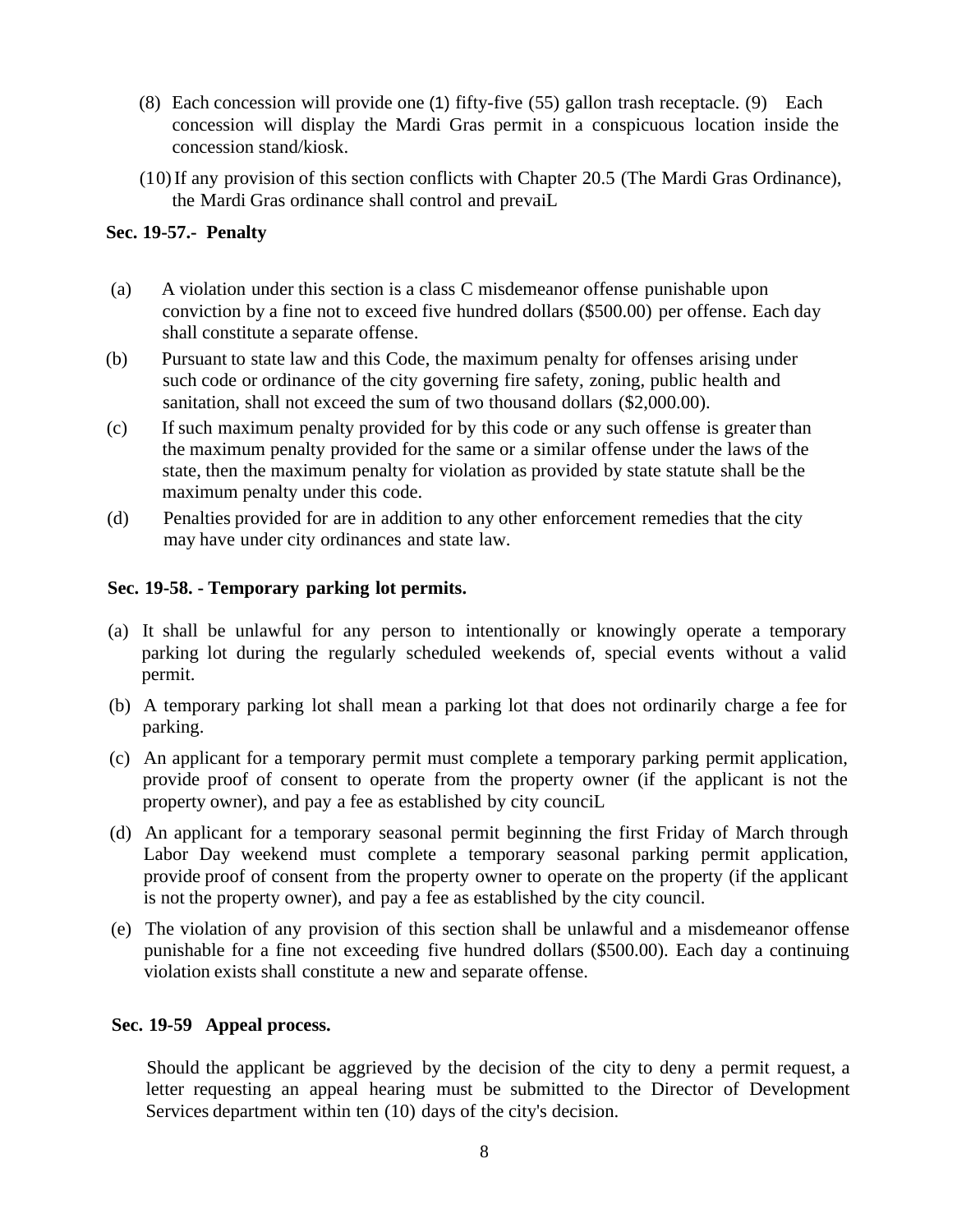(8) Each concession will provide one (1) fifty-five (55) gallon trash receptacle. (9) Each concession will display the Mardi Gras permit in a conspicuous location inside the concession stand/kiosk.

(10) If any provision of this section conflicts with Chapter 20.5 (The Mardi Gras Ordinance), the Mardi Gras ordinance shall control and prevaiL

**Sec. 19-57.- Penalty**

(a) A violation under this section is a class C misdemeanor offense punishable upon conviction by a fine not to exceed five hundred dollars ($500.00) per offense. Each day shall constitute a separate offense.

(b) Pursuant to state law and this Code, the maximum penalty for offenses arising under such code or ordinance of the city governing fire safety, zoning, public health and sanitation, shall not exceed the sum of two thousand dollars ($2,000.00).

(c) If such maximum penalty provided for by this code or any such offense is greater than the maximum penalty provided for the same or a similar offense under the laws of the state, then the maximum penalty for violation as provided by state statute shall be the maximum penalty under this code.

(d) Penalties provided for are in addition to any other enforcement remedies that the city may have under city ordinances and state law.

**Sec. 19-58. - Temporary parking lot permits.**

(a) It shall be unlawful for any person to intentionally or knowingly operate a temporary parking lot during the regularly scheduled weekends of, special events without a valid permit.

(b) A temporary parking lot shall mean a parking lot that does not ordinarily charge a fee for parking.

(c) An applicant for a temporary permit must complete a temporary parking permit application, provide proof of consent to operate from the property owner (if the applicant is not the property owner), and pay a fee as established by city counciL

(d) An applicant for a temporary seasonal permit beginning the first Friday of March through Labor Day weekend must complete a temporary seasonal parking permit application, provide proof of consent from the property owner to operate on the property (if the applicant is not the property owner), and pay a fee as established by the city council.

(e) The violation of any provision of this section shall be unlawful and a misdemeanor offense punishable for a fine not exceeding five hundred dollars ($500.00). Each day a continuing violation exists shall constitute a new and separate offense.

**Sec. 19-59 Appeal process.**

Should the applicant be aggrieved by the decision of the city to deny a permit request, a letter requesting an appeal hearing must be submitted to the Director of Development Services department within ten (10) days of the city's decision.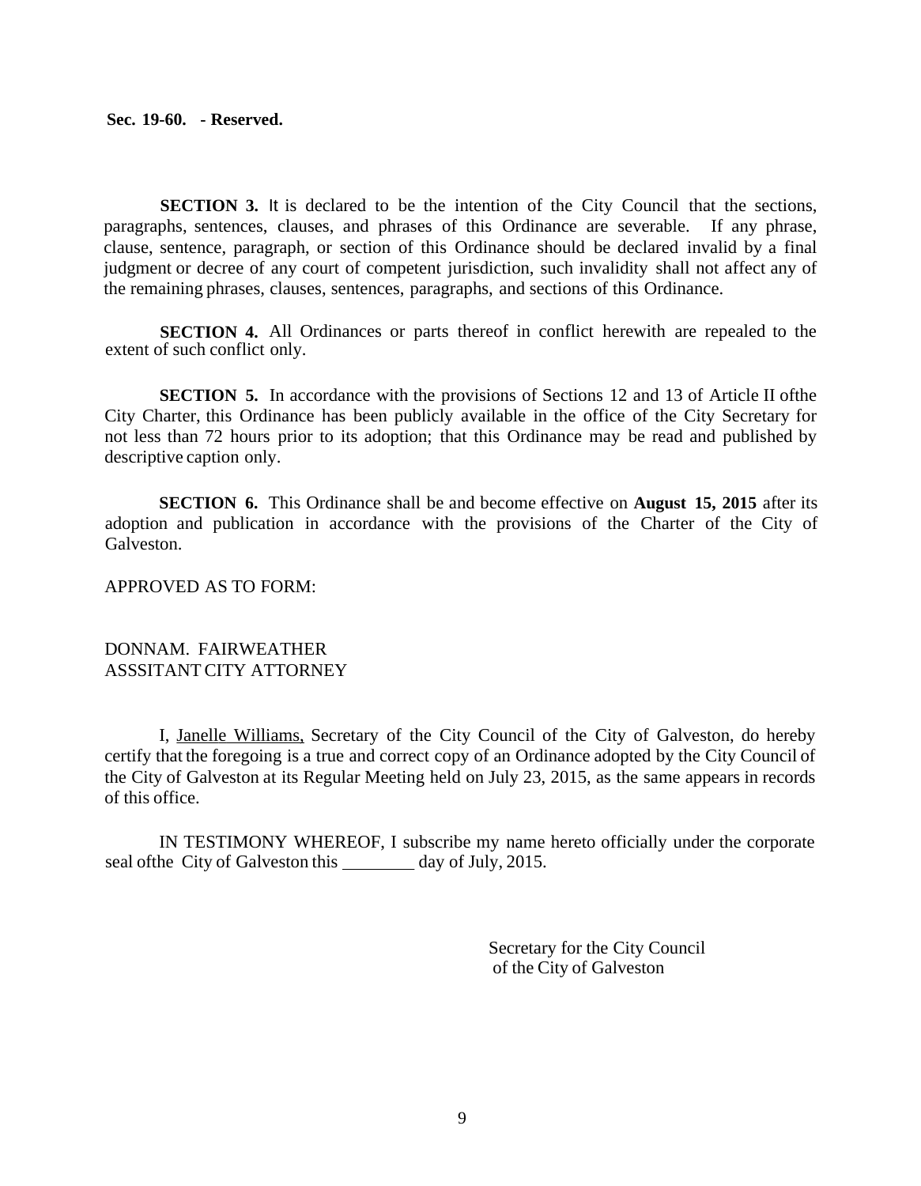**Sec. 19-60. - Reserved.**

**SECTION 3.** It is declared to be the intention of the City Council that the sections, paragraphs, sentences, clauses, and phrases of this Ordinance are severable. If any phrase, clause, sentence, paragraph, or section of this Ordinance should be declared invalid by a final judgment or decree of any court of competent jurisdiction, such invalidity shall not affect any of the remaining phrases, clauses, sentences, paragraphs, and sections of this Ordinance.

**SECTION 4.** All Ordinances or parts thereof in conflict herewith are repealed to the extent of such conflict only.

**SECTION 5.** In accordance with the provisions of Sections 12 and 13 of Article II ofthe City Charter, this Ordinance has been publicly available in the office of the City Secretary for not less than 72 hours prior to its adoption; that this Ordinance may be read and published by descriptive caption only.

**SECTION 6.** This Ordinance shall be and become effective on **August 15, 2015** after its adoption and publication in accordance with the provisions of the Charter of the City of Galveston.

APPROVED AS TO FORM:

DONNAM. FAIRWEATHER
ASSSITANT CITY ATTORNEY

I, Janelle Williams, Secretary of the City Council of the City of Galveston, do hereby certify that the foregoing is a true and correct copy of an Ordinance adopted by the City Council of the City of Galveston at its Regular Meeting held on July 23, 2015, as the same appears in records of this office.

IN TESTIMONY WHEREOF, I subscribe my name hereto officially under the corporate seal ofthe City of Galveston this ________ day of July, 2015.

Secretary for the City Council
of the City of Galveston